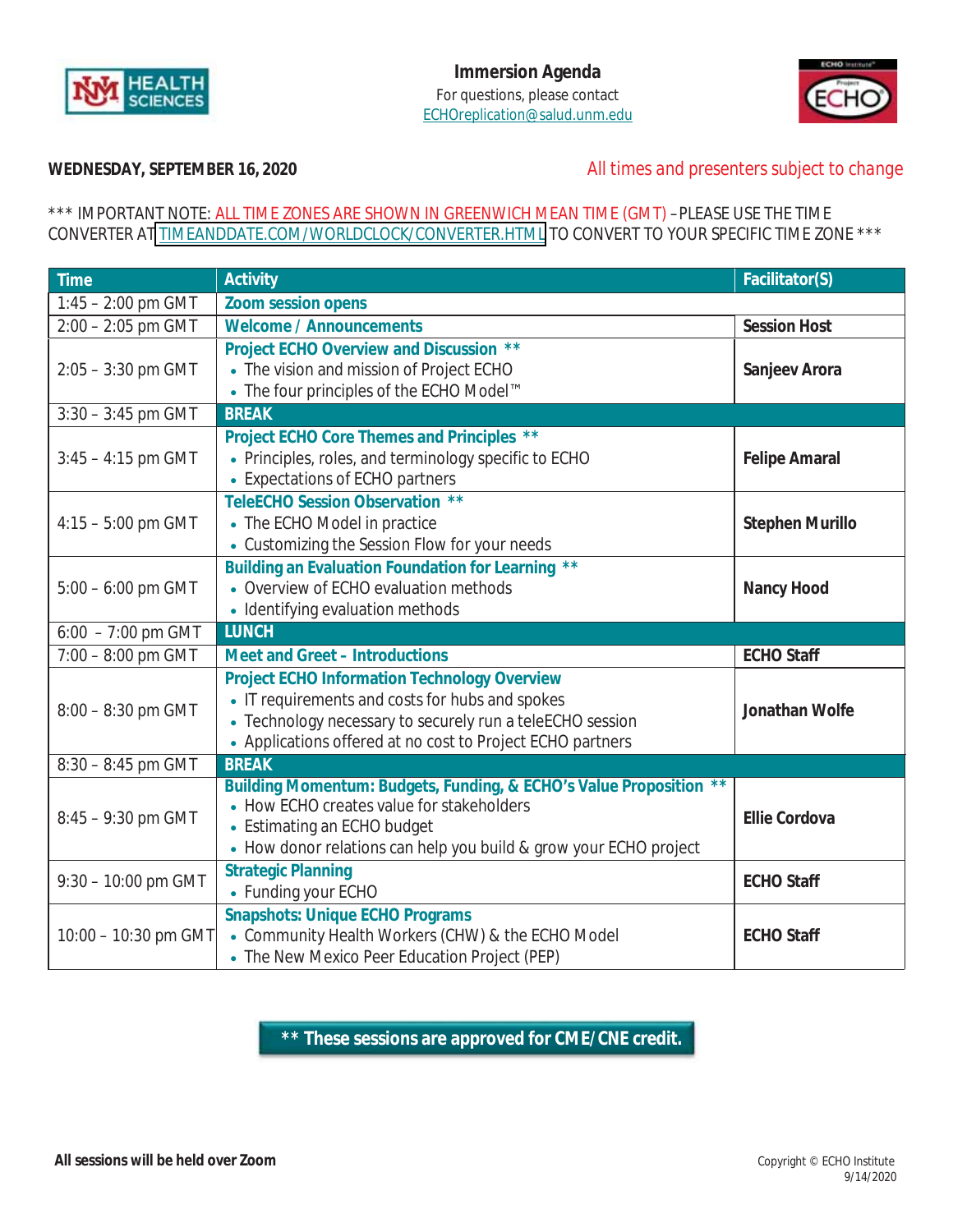# Immersion Agenda

For questions, please contact
ECHOreplication@salud.unm.edu

**WEDNESDAY, SEPTEMBER 16, 2020**

All times and presenters subject to change

*** IMPORTANT NOTE: ALL TIME ZONES ARE SHOWN IN GREENWICH MEAN TIME (GMT) – PLEASE USE THE TIME CONVERTER AT TIMEANDDATE.COM/WORLDCLOCK/CONVERTER.HTML TO CONVERT TO YOUR SPECIFIC TIME ZONE ***

| Time | Activity | Facilitator(S) |
|---|---|---|
| 1:45 – 2:00 pm GMT | **Zoom session opens** | |
| 2:00 – 2:05 pm GMT | **Welcome / Announcements** | **Session Host** |
| 2:05 – 3:30 pm GMT | **Project ECHO Overview and Discussion** ** <br>• The vision and mission of Project ECHO <br>• The four principles of the ECHO Model™ | **Sanjeev Arora** |
| 3:30 – 3:45 pm GMT | **BREAK** | |
| 3:45 – 4:15 pm GMT | **Project ECHO Core Themes and Principles** ** <br>• Principles, roles, and terminology specific to ECHO <br>• Expectations of ECHO partners | **Felipe Amaral** |
| 4:15 – 5:00 pm GMT | **TeleECHO Session Observation** ** <br>• The ECHO Model in practice <br>• Customizing the Session Flow for your needs | **Stephen Murillo** |
| 5:00 – 6:00 pm GMT | **Building an Evaluation Foundation for Learning** ** <br>• Overview of ECHO evaluation methods <br>• Identifying evaluation methods | **Nancy Hood** |
| 6:00 – 7:00 pm GMT | **LUNCH** | |
| 7:00 – 8:00 pm GMT | **Meet and Greet - Introductions** | **ECHO Staff** |
| 8:00 – 8:30 pm GMT | **Project ECHO Information Technology Overview** <br>• IT requirements and costs for hubs and spokes <br>• Technology necessary to securely run a teleECHO session <br>• Applications offered at no cost to Project ECHO partners | **Jonathan Wolfe** |
| 8:30 – 8:45 pm GMT | **BREAK** | |
| 8:45 – 9:30 pm GMT | **Building Momentum: Budgets, Funding, & ECHO's Value Proposition** ** <br>• How ECHO creates value for stakeholders <br>• Estimating an ECHO budget <br>• How donor relations can help you build & grow your ECHO project | **Ellie Cordova** |
| 9:30 – 10:00 pm GMT | **Strategic Planning** <br>• Funding your ECHO | **ECHO Staff** |
| 10:00 – 10:30 pm GMT | **Snapshots: Unique ECHO Programs** <br>• Community Health Workers (CHW) & the ECHO Model <br>• The New Mexico Peer Education Project (PEP) | **ECHO Staff** |

**** These sessions are approved for CME/CNE credit.**

**All sessions will be held over Zoom**

Copyright © ECHO Institute
9/14/2020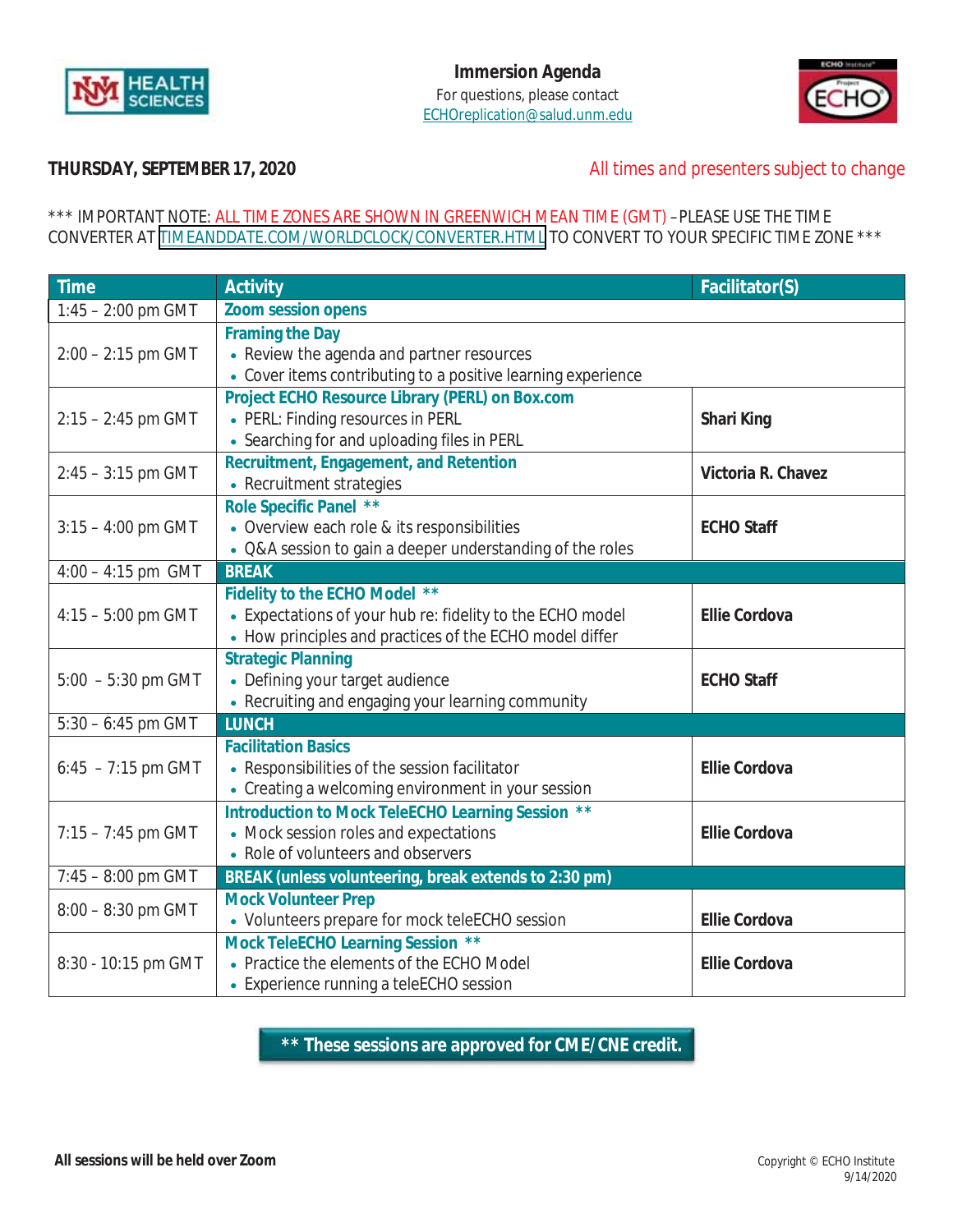# Immersion Agenda

For questions, please contact
ECHOreplication@salud.unm.edu

**THURSDAY, SEPTEMBER 17, 2020**

All times and presenters subject to change

\*\*\* IMPORTANT NOTE: ALL TIME ZONES ARE SHOWN IN GREENWICH MEAN TIME (GMT) – PLEASE USE THE TIME CONVERTER AT TIMEANDDATE.COM/WORLDCLOCK/CONVERTER.HTML TO CONVERT TO YOUR SPECIFIC TIME ZONE \*\*\*

| Time | Activity | Facilitator(S) |
|---|---|---|
| 1:45 – 2:00 pm GMT | **Zoom session opens** | |
| 2:00 – 2:15 pm GMT | **Framing the Day**<br>• Review the agenda and partner resources<br>• Cover items contributing to a positive learning experience | |
| 2:15 – 2:45 pm GMT | **Project ECHO Resource Library (PERL) on Box.com**<br>• PERL: Finding resources in PERL<br>• Searching for and uploading files in PERL | **Shari King** |
| 2:45 – 3:15 pm GMT | **Recruitment, Engagement, and Retention**<br>• Recruitment strategies | **Victoria R. Chavez** |
| 3:15 – 4:00 pm GMT | **Role Specific Panel \*\***<br>• Overview each role & its responsibilities<br>• Q&A session to gain a deeper understanding of the roles | **ECHO Staff** |
| 4:00 – 4:15 pm GMT | **BREAK** | |
| 4:15 – 5:00 pm GMT | **Fidelity to the ECHO Model \*\***<br>• Expectations of your hub re: fidelity to the ECHO model<br>• How principles and practices of the ECHO model differ | **Ellie Cordova** |
| 5:00 – 5:30 pm GMT | **Strategic Planning**<br>• Defining your target audience<br>• Recruiting and engaging your learning community | **ECHO Staff** |
| 5:30 – 6:45 pm GMT | **LUNCH** | |
| 6:45 – 7:15 pm GMT | **Facilitation Basics**<br>• Responsibilities of the session facilitator<br>• Creating a welcoming environment in your session | **Ellie Cordova** |
| 7:15 – 7:45 pm GMT | **Introduction to Mock TeleECHO Learning Session \*\***<br>• Mock session roles and expectations<br>• Role of volunteers and observers | **Ellie Cordova** |
| 7:45 – 8:00 pm GMT | **BREAK (unless volunteering, break extends to 2:30 pm)** | |
| 8:00 – 8:30 pm GMT | **Mock Volunteer Prep**<br>• Volunteers prepare for mock teleECHO session | **Ellie Cordova** |
| 8:30 - 10:15 pm GMT | **Mock TeleECHO Learning Session \*\***<br>• Practice the elements of the ECHO Model<br>• Experience running a teleECHO session | **Ellie Cordova** |

**\*\* These sessions are approved for CME/CNE credit.**

**All sessions will be held over Zoom**

Copyright © ECHO Institute
9/14/2020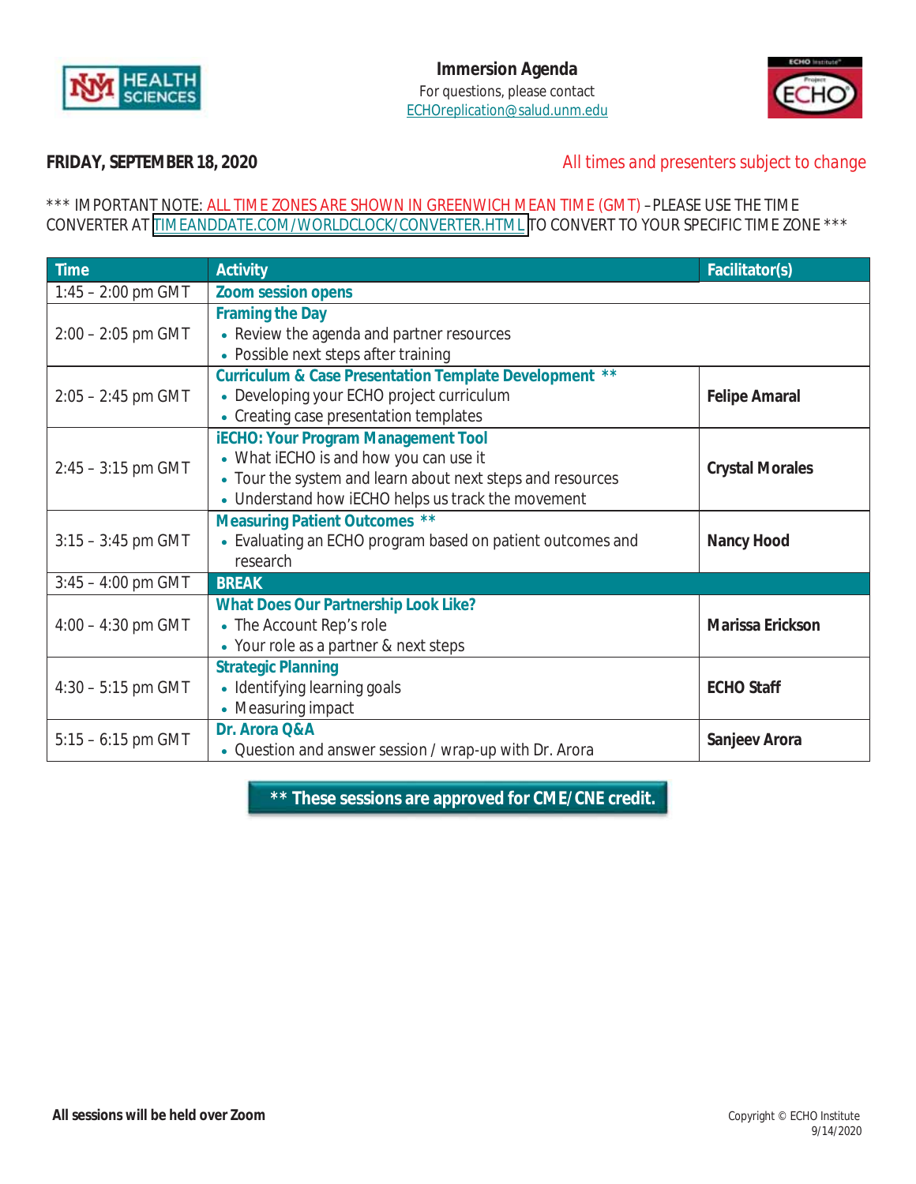**Immersion Agenda**

For questions, please contact ECHOreplication@salud.unm.edu

**FRIDAY, SEPTEMBER 18, 2020**

*All times and presenters subject to change*

*** IMPORTANT NOTE: ALL TIME ZONES ARE SHOWN IN GREENWICH MEAN TIME (GMT) – PLEASE USE THE TIME CONVERTER AT TIMEANDDATE.COM/WORLDCLOCK/CONVERTER.HTML TO CONVERT TO YOUR SPECIFIC TIME ZONE ***

| Time | Activity | Facilitator(s) |
|---|---|---|
| 1:45 – 2:00 pm GMT | **Zoom session opens** | |
| 2:00 – 2:05 pm GMT | **Framing the Day**<br>• Review the agenda and partner resources<br>• Possible next steps after training | |
| 2:05 – 2:45 pm GMT | **Curriculum & Case Presentation Template Development** **<br>• Developing your ECHO project curriculum<br>• Creating case presentation templates | **Felipe Amaral** |
| 2:45 – 3:15 pm GMT | **iECHO: Your Program Management Tool**<br>• What iECHO is and how you can use it<br>• Tour the system and learn about next steps and resources<br>• Understand how iECHO helps us track the movement | **Crystal Morales** |
| 3:15 – 3:45 pm GMT | **Measuring Patient Outcomes** **<br>• Evaluating an ECHO program based on patient outcomes and research | **Nancy Hood** |
| 3:45 – 4:00 pm GMT | **BREAK** | |
| 4:00 – 4:30 pm GMT | **What Does Our Partnership Look Like?**<br>• The Account Rep's role<br>• Your role as a partner & next steps | **Marissa Erickson** |
| 4:30 – 5:15 pm GMT | **Strategic Planning**<br>• Identifying learning goals<br>• Measuring impact | **ECHO Staff** |
| 5:15 – 6:15 pm GMT | **Dr. Arora Q&A**<br>• Question and answer session / wrap-up with Dr. Arora | **Sanjeev Arora** |

**** These sessions are approved for CME/CNE credit.**

**All sessions will be held over Zoom**

Copyright © ECHO Institute
9/14/2020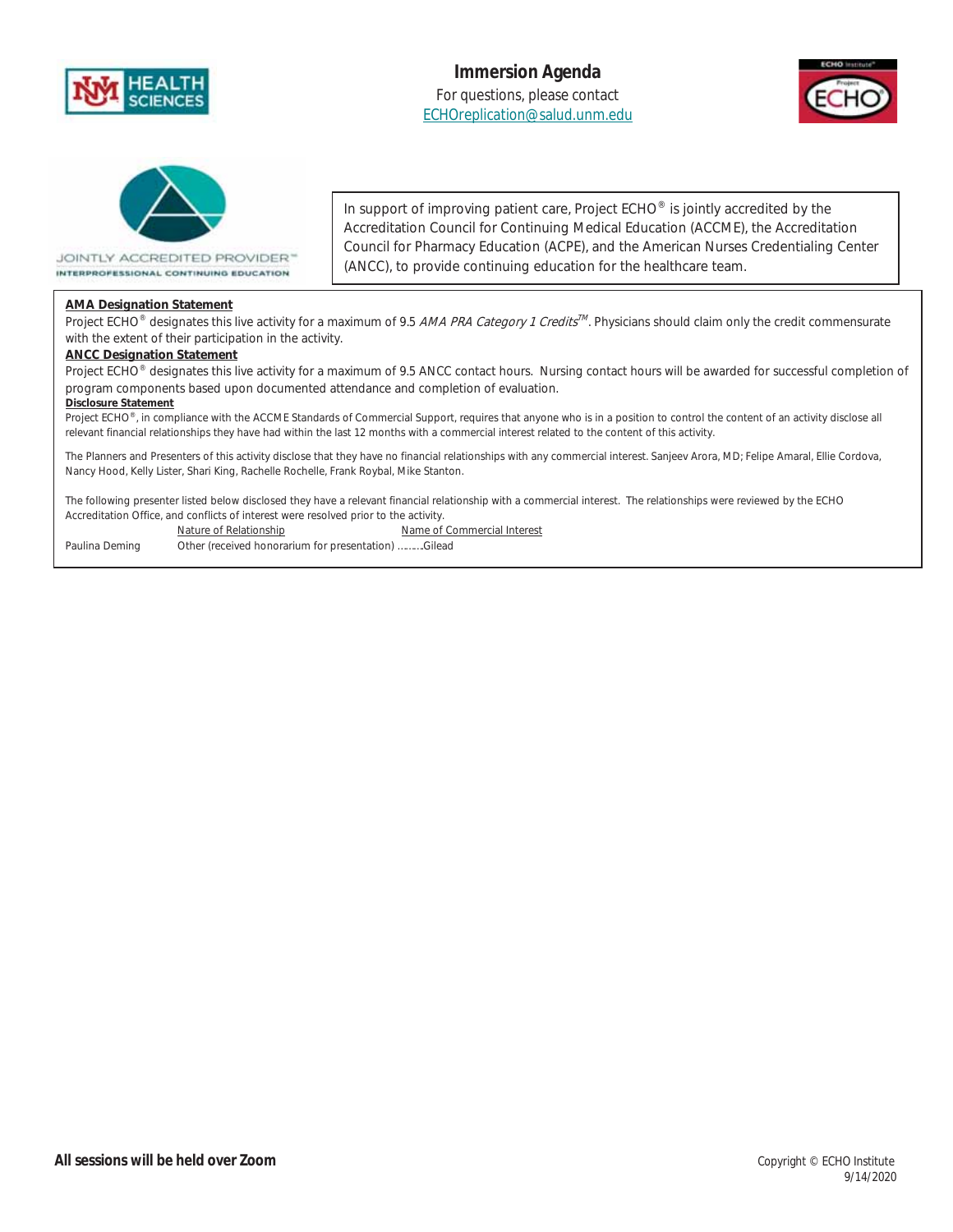# Immersion Agenda

For questions, please contact
ECHOreplication@salud.unm.edu

In support of improving patient care, Project ECHO® is jointly accredited by the Accreditation Council for Continuing Medical Education (ACCME), the Accreditation Council for Pharmacy Education (ACPE), and the American Nurses Credentialing Center (ANCC), to provide continuing education for the healthcare team.

**AMA Designation Statement**

Project ECHO® designates this live activity for a maximum of 9.5 *AMA PRA Category 1 Credits*™. Physicians should claim only the credit commensurate with the extent of their participation in the activity.

**ANCC Designation Statement**

Project ECHO® designates this live activity for a maximum of 9.5 ANCC contact hours. Nursing contact hours will be awarded for successful completion of program components based upon documented attendance and completion of evaluation.

**Disclosure Statement**

Project ECHO®, in compliance with the ACCME Standards of Commercial Support, requires that anyone who is in a position to control the content of an activity disclose all relevant financial relationships they have had within the last 12 months with a commercial interest related to the content of this activity.

The Planners and Presenters of this activity disclose that they have no financial relationships with any commercial interest. Sanjeev Arora, MD; Felipe Amaral, Ellie Cordova, Nancy Hood, Kelly Lister, Shari King, Rachelle Rochelle, Frank Roybal, Mike Stanton.

The following presenter listed below disclosed they have a relevant financial relationship with a commercial interest. The relationships were reviewed by the ECHO Accreditation Office, and conflicts of interest were resolved prior to the activity.

| | Nature of Relationship | Name of Commercial Interest |
|---|---|---|
| Paulina Deming | Other (received honorarium for presentation) ……… | Gilead |

**All sessions will be held over Zoom**

Copyright © ECHO Institute
9/14/2020